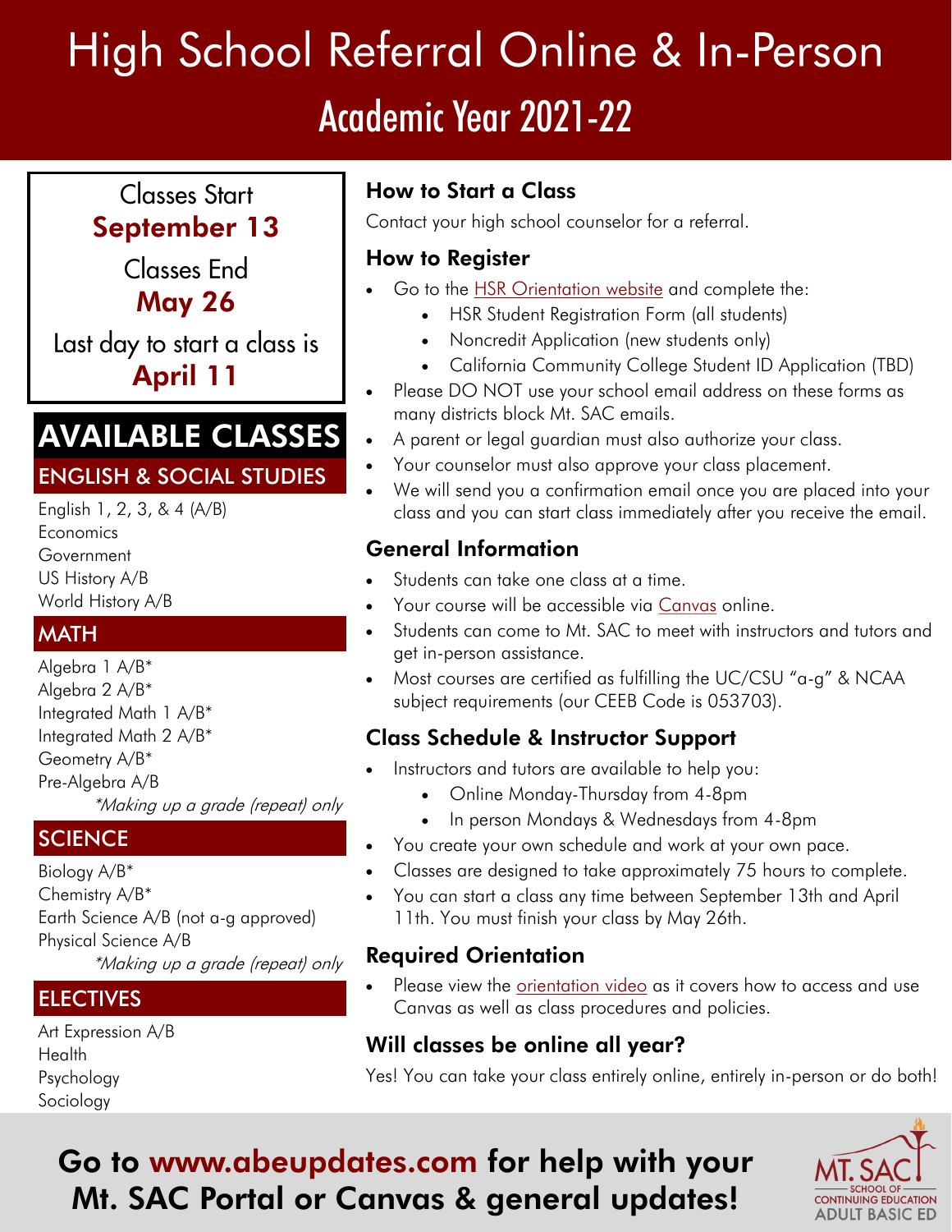# High School Referral Online & In-Person

## Academic Year 2021-22

Classes Start
**September 13**

Classes End
**May 26**

Last day to start a class is
**April 11**

## AVAILABLE CLASSES

### ENGLISH & SOCIAL STUDIES

English 1, 2, 3, & 4 (A/B)
Economics
Government
US History A/B
World History A/B

### MATH

Algebra 1 A/B*
Algebra 2 A/B*
Integrated Math 1 A/B*
Integrated Math 2 A/B*
Geometry A/B*
Pre-Algebra A/B

*\*Making up a grade (repeat) only*

### SCIENCE

Biology A/B*
Chemistry A/B*
Earth Science A/B (not a-g approved)
Physical Science A/B

*\*Making up a grade (repeat) only*

### ELECTIVES

Art Expression A/B
Health
Psychology
Sociology

### How to Start a Class

Contact your high school counselor for a referral.

### How to Register

- Go to the HSR Orientation website and complete the:
  - HSR Student Registration Form (all students)
  - Noncredit Application (new students only)
  - California Community College Student ID Application (TBD)
- Please DO NOT use your school email address on these forms as many districts block Mt. SAC emails.
- A parent or legal guardian must also authorize your class.
- Your counselor must also approve your class placement.
- We will send you a confirmation email once you are placed into your class and you can start class immediately after you receive the email.

### General Information

- Students can take one class at a time.
- Your course will be accessible via Canvas online.
- Students can come to Mt. SAC to meet with instructors and tutors and get in-person assistance.
- Most courses are certified as fulfilling the UC/CSU "a-g" & NCAA subject requirements (our CEEB Code is 053703).

### Class Schedule & Instructor Support

- Instructors and tutors are available to help you:
  - Online Monday-Thursday from 4-8pm
  - In person Mondays & Wednesdays from 4-8pm
- You create your own schedule and work at your own pace.
- Classes are designed to take approximately 75 hours to complete.
- You can start a class any time between September 13th and April 11th. You must finish your class by May 26th.

### Required Orientation

- Please view the orientation video as it covers how to access and use Canvas as well as class procedures and policies.

### Will classes be online all year?

Yes! You can take your class entirely online, entirely in-person or do both!

**Go to www.abeupdates.com for help with your Mt. SAC Portal or Canvas & general updates!**

MT. SAC
SCHOOL OF CONTINUING EDUCATION
ADULT BASIC ED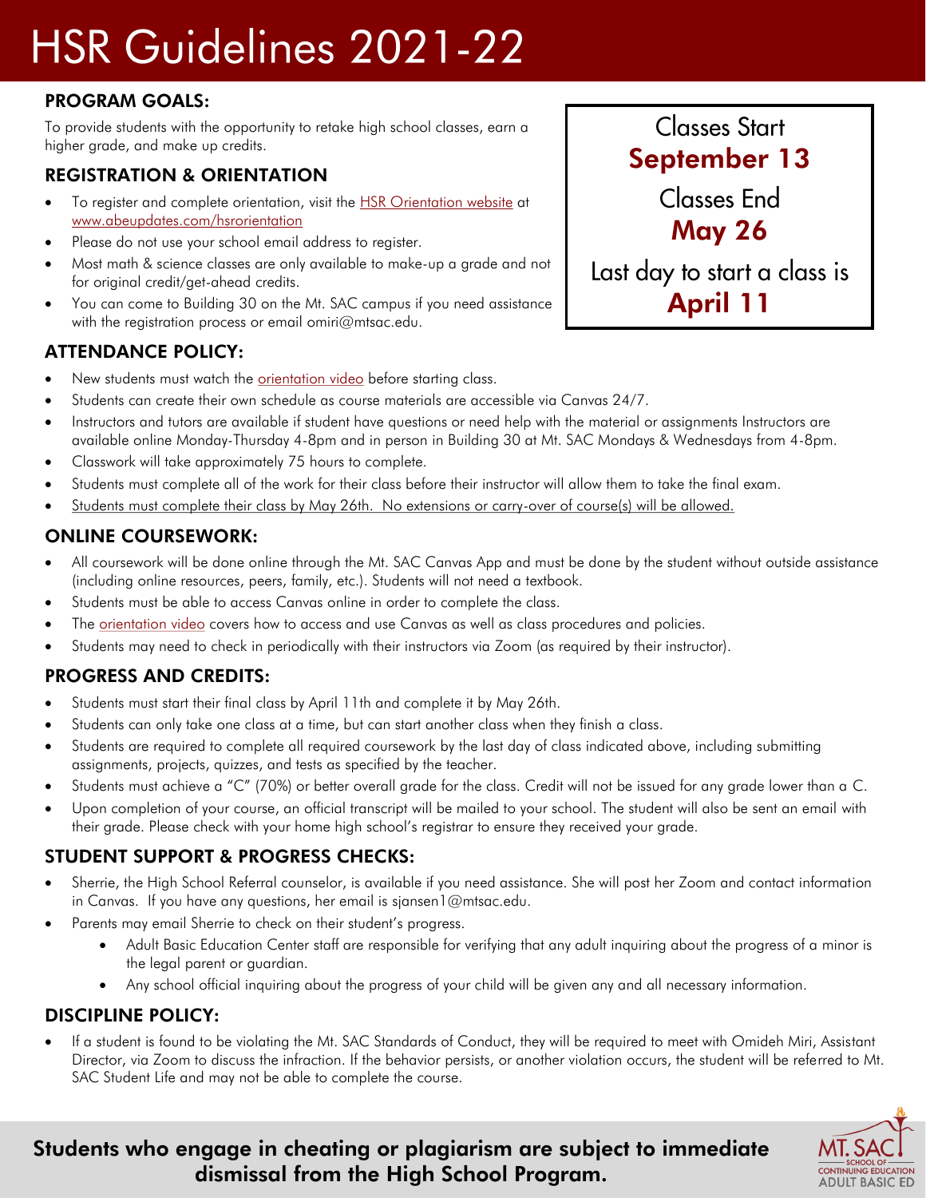# HSR Guidelines 2021-22

Classes Start **September 13**

Classes End **May 26**

Last day to start a class is **April 11**

## PROGRAM GOALS:

To provide students with the opportunity to retake high school classes, earn a higher grade, and make up credits.

## REGISTRATION & ORIENTATION

- To register and complete orientation, visit the [HSR Orientation website](www.abeupdates.com/hsrorientation) at www.abeupdates.com/hsrorientation
- Please do not use your school email address to register.
- Most math & science classes are only available to make-up a grade and not for original credit/get-ahead credits.
- You can come to Building 30 on the Mt. SAC campus if you need assistance with the registration process or email omiri@mtsac.edu.

## ATTENDANCE POLICY:

- New students must watch the orientation video before starting class.
- Students can create their own schedule as course materials are accessible via Canvas 24/7.
- Instructors and tutors are available if student have questions or need help with the material or assignments Instructors are available online Monday-Thursday 4-8pm and in person in Building 30 at Mt. SAC Mondays & Wednesdays from 4-8pm.
- Classwork will take approximately 75 hours to complete.
- Students must complete all of the work for their class before their instructor will allow them to take the final exam.
- Students must complete their class by May 26th. No extensions or carry-over of course(s) will be allowed.

## ONLINE COURSEWORK:

- All coursework will be done online through the Mt. SAC Canvas App and must be done by the student without outside assistance (including online resources, peers, family, etc.). Students will not need a textbook.
- Students must be able to access Canvas online in order to complete the class.
- The orientation video covers how to access and use Canvas as well as class procedures and policies.
- Students may need to check in periodically with their instructors via Zoom (as required by their instructor).

## PROGRESS AND CREDITS:

- Students must start their final class by April 11th and complete it by May 26th.
- Students can only take one class at a time, but can start another class when they finish a class.
- Students are required to complete all required coursework by the last day of class indicated above, including submitting assignments, projects, quizzes, and tests as specified by the teacher.
- Students must achieve a "C" (70%) or better overall grade for the class. Credit will not be issued for any grade lower than a C.
- Upon completion of your course, an official transcript will be mailed to your school. The student will also be sent an email with their grade. Please check with your home high school's registrar to ensure they received your grade.

## STUDENT SUPPORT & PROGRESS CHECKS:

- Sherrie, the High School Referral counselor, is available if you need assistance. She will post her Zoom and contact information in Canvas. If you have any questions, her email is sjansen1@mtsac.edu.
- Parents may email Sherrie to check on their student's progress.
  - Adult Basic Education Center staff are responsible for verifying that any adult inquiring about the progress of a minor is the legal parent or guardian.
  - Any school official inquiring about the progress of your child will be given any and all necessary information.

## DISCIPLINE POLICY:

- If a student is found to be violating the Mt. SAC Standards of Conduct, they will be required to meet with Omideh Miri, Assistant Director, via Zoom to discuss the infraction. If the behavior persists, or another violation occurs, the student will be referred to Mt. SAC Student Life and may not be able to complete the course.

**Students who engage in cheating or plagiarism are subject to immediate dismissal from the High School Program.**

MT. SAC SCHOOL OF CONTINUING EDUCATION ADULT BASIC ED